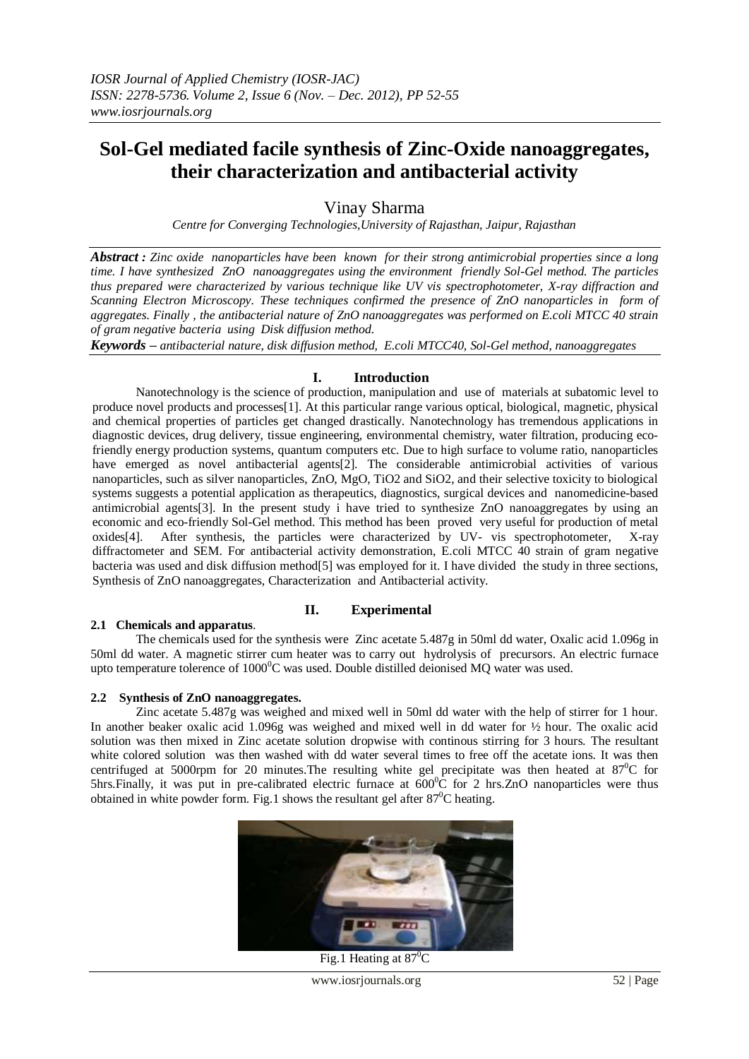# Sol-Gel mediated facile synthesis of Zinc-Oxide nanoaggregates, their characterization and antibacterial activity

Vinay Sharma

*Centre for Converging Technologies,University of Rajasthan, Jaipur, Rajasthan*

***Abstract :*** *Zinc oxide nanoparticles have been known for their strong antimicrobial properties since a long time. I have synthesized ZnO nanoaggregates using the environment friendly Sol-Gel method. The particles thus prepared were characterized by various technique like UV vis spectrophotometer, X-ray diffraction and Scanning Electron Microscopy. These techniques confirmed the presence of ZnO nanoparticles in form of aggregates. Finally , the antibacterial nature of ZnO nanoaggregates was performed on E.coli MTCC 40 strain of gram negative bacteria using Disk diffusion method.*

***Keywords*** *– antibacterial nature, disk diffusion method, E.coli MTCC40, Sol-Gel method, nanoaggregates*

## I. Introduction

Nanotechnology is the science of production, manipulation and use of materials at subatomic level to produce novel products and processes[1]. At this particular range various optical, biological, magnetic, physical and chemical properties of particles get changed drastically. Nanotechnology has tremendous applications in diagnostic devices, drug delivery, tissue engineering, environmental chemistry, water filtration, producing eco-friendly energy production systems, quantum computers etc. Due to high surface to volume ratio, nanoparticles have emerged as novel antibacterial agents[2]. The considerable antimicrobial activities of various nanoparticles, such as silver nanoparticles, ZnO, MgO, TiO2 and SiO2, and their selective toxicity to biological systems suggests a potential application as therapeutics, diagnostics, surgical devices and nanomedicine-based antimicrobial agents[3]. In the present study i have tried to synthesize ZnO nanoaggregates by using an economic and eco-friendly Sol-Gel method. This method has been proved very useful for production of metal oxides[4]. After synthesis, the particles were characterized by UV- vis spectrophotometer, X-ray diffractometer and SEM. For antibacterial activity demonstration, E.coli MTCC 40 strain of gram negative bacteria was used and disk diffusion method[5] was employed for it. I have divided the study in three sections, Synthesis of ZnO nanoaggregates, Characterization and Antibacterial activity.

## II. Experimental

### 2.1 Chemicals and apparatus.

The chemicals used for the synthesis were Zinc acetate 5.487g in 50ml dd water, Oxalic acid 1.096g in 50ml dd water. A magnetic stirrer cum heater was to carry out hydrolysis of precursors. An electric furnace upto temperature tolerence of $1000^0$C was used. Double distilled deionised MQ water was used.

### 2.2 Synthesis of ZnO nanoaggregates.

Zinc acetate 5.487g was weighed and mixed well in 50ml dd water with the help of stirrer for 1 hour. In another beaker oxalic acid 1.096g was weighed and mixed well in dd water for ½ hour. The oxalic acid solution was then mixed in Zinc acetate solution dropwise with continous stirring for 3 hours. The resultant white colored solution was then washed with dd water several times to free off the acetate ions. It was then centrifuged at 5000rpm for 20 minutes.The resulting white gel precipitate was then heated at $87^0$C for 5hrs.Finally, it was put in pre-calibrated electric furnace at $600^0$C for 2 hrs.ZnO nanoparticles were thus obtained in white powder form. Fig.1 shows the resultant gel after $87^0$C heating.

Fig.1 Heating at $87^0$C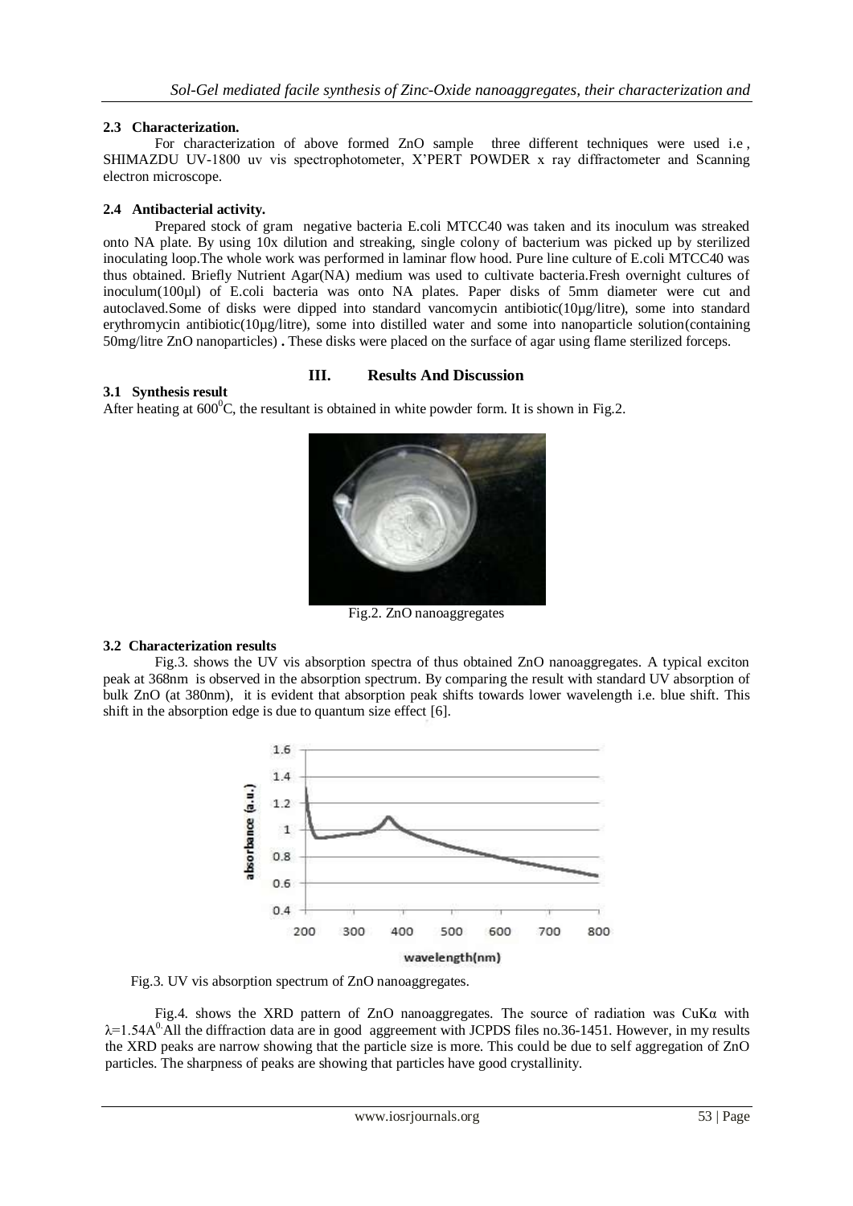### 2.3 Characterization.

For characterization of above formed ZnO sample three different techniques were used i.e , SHIMAZDU UV-1800 uv vis spectrophotometer, X'PERT POWDER x ray diffractometer and Scanning electron microscope.

### 2.4 Antibacterial activity.

Prepared stock of gram negative bacteria E.coli MTCC40 was taken and its inoculum was streaked onto NA plate. By using 10x dilution and streaking, single colony of bacterium was picked up by sterilized inoculating loop.The whole work was performed in laminar flow hood. Pure line culture of E.coli MTCC40 was thus obtained. Briefly Nutrient Agar(NA) medium was used to cultivate bacteria.Fresh overnight cultures of inoculum(100µl) of E.coli bacteria was onto NA plates. Paper disks of 5mm diameter were cut and autoclaved.Some of disks were dipped into standard vancomycin antibiotic(10µg/litre), some into standard erythromycin antibiotic(10µg/litre), some into distilled water and some into nanoparticle solution(containing 50mg/litre ZnO nanoparticles) **.** These disks were placed on the surface of agar using flame sterilized forceps.

## III. Results And Discussion

### 3.1 Synthesis result

After heating at $600^0$C, the resultant is obtained in white powder form. It is shown in Fig.2.

Fig.2. ZnO nanoaggregates

### 3.2 Characterization results

Fig.3. shows the UV vis absorption spectra of thus obtained ZnO nanoaggregates. A typical exciton peak at 368nm is observed in the absorption spectrum. By comparing the result with standard UV absorption of bulk ZnO (at 380nm), it is evident that absorption peak shifts towards lower wavelength i.e. blue shift. This shift in the absorption edge is due to quantum size effect [6].

Fig.3. UV vis absorption spectrum of ZnO nanoaggregates.

Fig.4. shows the XRD pattern of ZnO nanoaggregates. The source of radiation was CuKα with $\lambda$=1.54$A^0$. All the diffraction data are in good aggreement with JCPDS files no.36-1451. However, in my results the XRD peaks are narrow showing that the particle size is more. This could be due to self aggregation of ZnO particles. The sharpness of peaks are showing that particles have good crystallinity.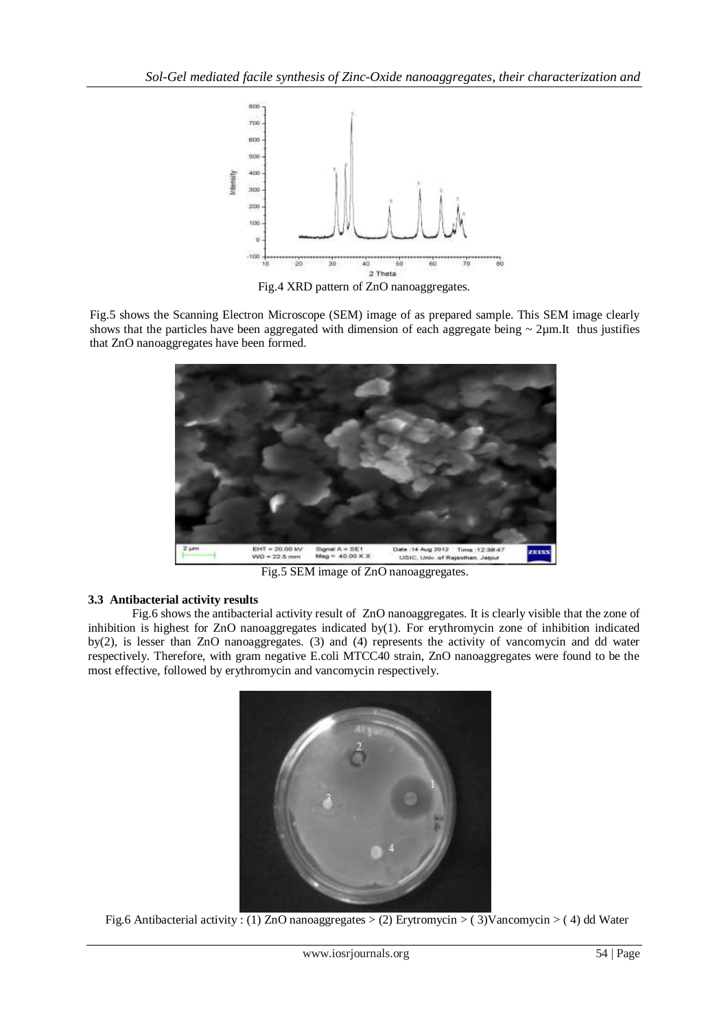Fig.4 XRD pattern of ZnO nanoaggregates.

Fig.5 shows the Scanning Electron Microscope (SEM) image of as prepared sample. This SEM image clearly shows that the particles have been aggregated with dimension of each aggregate being ~ 2µm.It thus justifies that ZnO nanoaggregates have been formed.

Fig.5 SEM image of ZnO nanoaggregates.

### 3.3 Antibacterial activity results

Fig.6 shows the antibacterial activity result of ZnO nanoaggregates. It is clearly visible that the zone of inhibition is highest for ZnO nanoaggregates indicated by(1). For erythromycin zone of inhibition indicated by(2), is lesser than ZnO nanoaggregates. (3) and (4) represents the activity of vancomycin and dd water respectively. Therefore, with gram negative E.coli MTCC40 strain, ZnO nanoaggregates were found to be the most effective, followed by erythromycin and vancomycin respectively.

Fig.6 Antibacterial activity : (1) ZnO nanoaggregates > (2) Erytromycin > ( 3)Vancomycin > ( 4) dd Water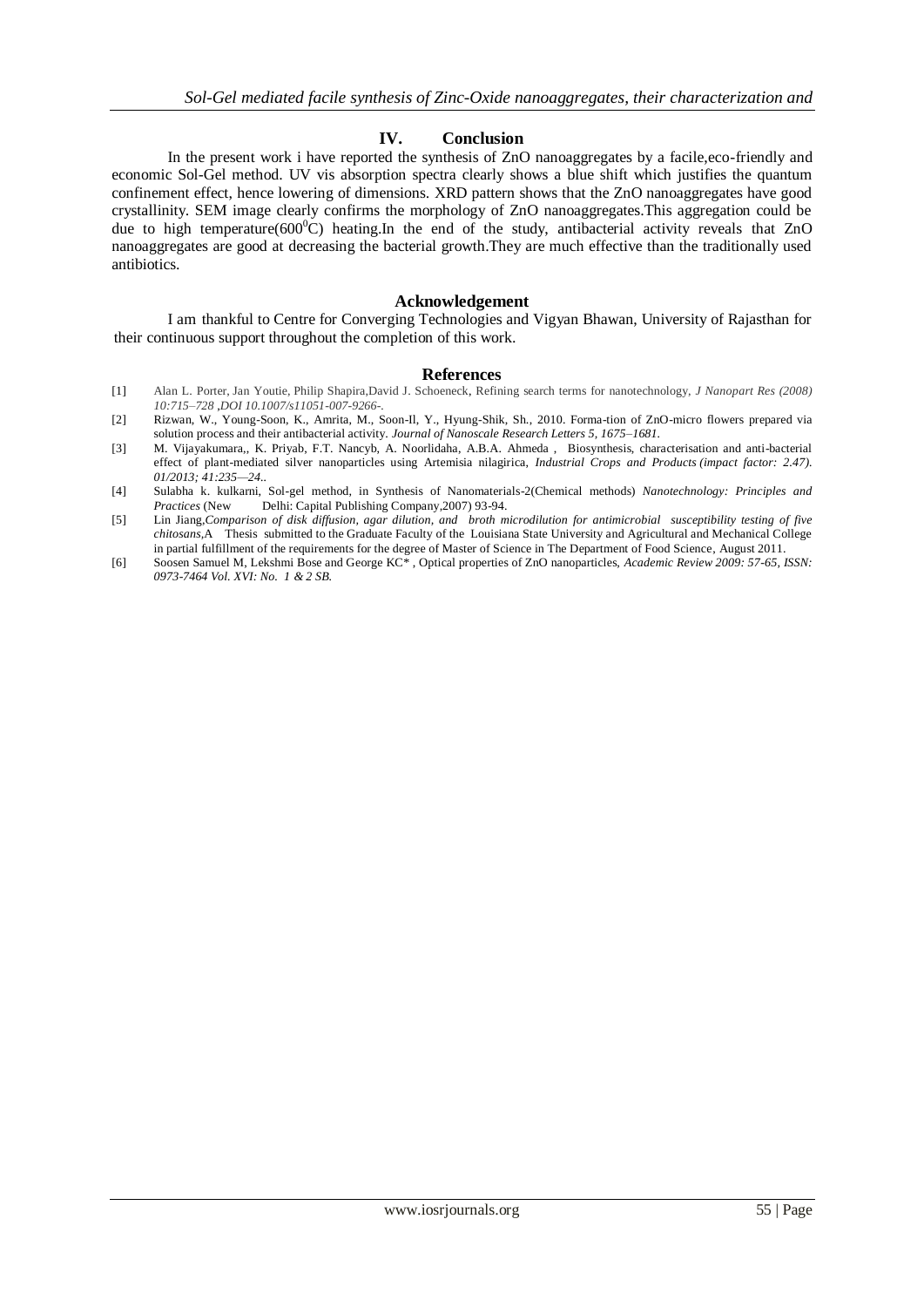## IV. Conclusion

In the present work i have reported the synthesis of ZnO nanoaggregates by a facile,eco-friendly and economic Sol-Gel method. UV vis absorption spectra clearly shows a blue shift which justifies the quantum confinement effect, hence lowering of dimensions. XRD pattern shows that the ZnO nanoaggregates have good crystallinity. SEM image clearly confirms the morphology of ZnO nanoaggregates.This aggregation could be due to high temperature($600^0$C) heating.In the end of the study, antibacterial activity reveals that ZnO nanoaggregates are good at decreasing the bacterial growth.They are much effective than the traditionally used antibiotics.

## Acknowledgement

I am thankful to Centre for Converging Technologies and Vigyan Bhawan, University of Rajasthan for their continuous support throughout the completion of this work.

## References

[1] Alan L. Porter, Jan Youtie, Philip Shapira,David J. Schoeneck, Refining search terms for nanotechnology, *J Nanopart Res (2008) 10:715–728 ,DOI 10.1007/s11051-007-9266-.*

[2] Rizwan, W., Young-Soon, K., Amrita, M., Soon-Il, Y., Hyung-Shik, Sh., 2010. Forma-tion of ZnO-micro flowers prepared via solution process and their antibacterial activity. *Journal of Nanoscale Research Letters 5, 1675–1681.*

[3] M. Vijayakumara,, K. Priyab, F.T. Nancyb, A. Noorlidaha, A.B.A. Ahmeda , Biosynthesis, characterisation and anti-bacterial effect of plant-mediated silver nanoparticles using Artemisia nilagirica, *Industrial Crops and Products (impact factor: 2.47). 01/2013; 41:235—24..*

[4] Sulabha k. kulkarni, Sol-gel method, in Synthesis of Nanomaterials-2(Chemical methods) *Nanotechnology: Principles and Practices* (New Delhi: Capital Publishing Company,2007) 93-94.

[5] Lin Jiang,*Comparison of disk diffusion, agar dilution, and broth microdilution for antimicrobial susceptibility testing of five chitosans*,A Thesis submitted to the Graduate Faculty of the Louisiana State University and Agricultural and Mechanical College in partial fulfillment of the requirements for the degree of Master of Science in The Department of Food Science, August 2011.

[6] Soosen Samuel M, Lekshmi Bose and George KC* , Optical properties of ZnO nanoparticles, *Academic Review 2009: 57-65, ISSN: 0973-7464 Vol. XVI: No. 1 & 2 SB.*